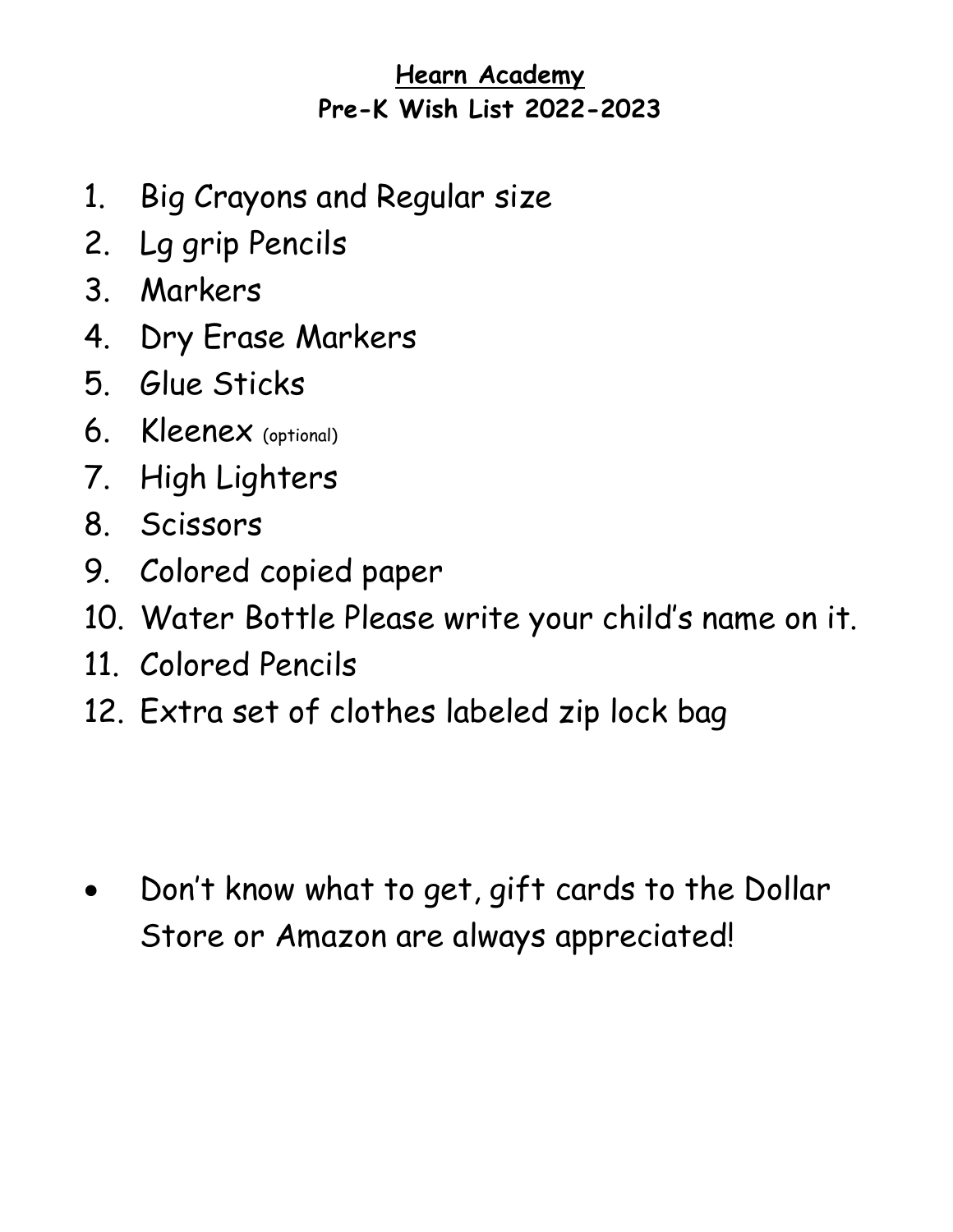**<u>Hearn Academy</u>**

**Pre-K Wish List 2022-2023**

1. Big Crayons and Regular size
2. Lg grip Pencils
3. Markers
4. Dry Erase Markers
5. Glue Sticks
6. Kleenex (optional)
7. High Lighters
8. Scissors
9. Colored copied paper
10. Water Bottle Please write your child's name on it.
11. Colored Pencils
12. Extra set of clothes labeled zip lock bag

- Don't know what to get, gift cards to the Dollar Store or Amazon are always appreciated!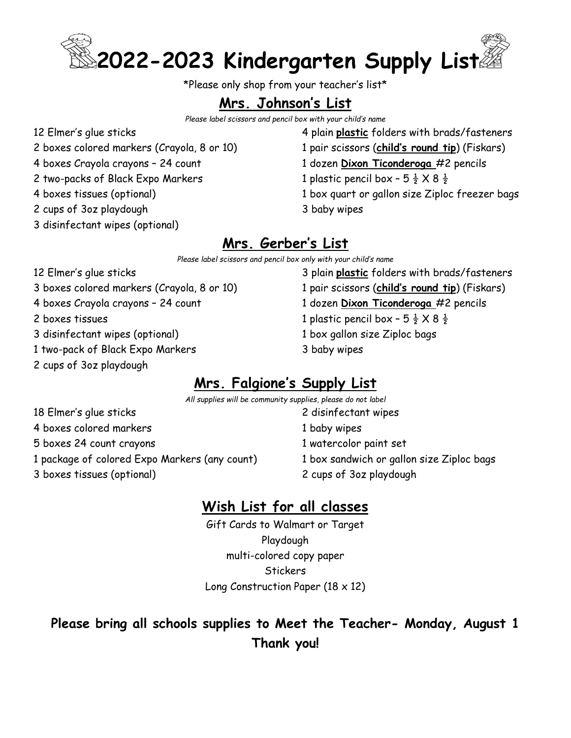# 2022-2023 Kindergarten Supply List

\*Please only shop from your teacher's list\*

## Mrs. Johnson's List

*Please label scissors and pencil box with your child's name*

- 12 Elmer's glue sticks
- 2 boxes colored markers (Crayola, 8 or 10)
- 4 boxes Crayola crayons – 24 count
- 2 two-packs of Black Expo Markers
- 4 boxes tissues (optional)
- 2 cups of 3oz playdough
- 3 disinfectant wipes (optional)
- 4 plain **plastic** folders with brads/fasteners
- 1 pair scissors (**child's round tip**) (Fiskars)
- 1 dozen **Dixon Ticonderoga** #2 pencils
- 1 plastic pencil box – 5 ½ X 8 ½
- 1 box quart or gallon size Ziploc freezer bags
- 3 baby wipes

## Mrs. Gerber's List

*Please label scissors and pencil box only with your child's name*

- 12 Elmer's glue sticks
- 3 boxes colored markers (Crayola, 8 or 10)
- 4 boxes Crayola crayons – 24 count
- 2 boxes tissues
- 3 disinfectant wipes (optional)
- 1 two-pack of Black Expo Markers
- 2 cups of 3oz playdough
- 3 plain **plastic** folders with brads/fasteners
- 1 pair scissors (**child's round tip**) (Fiskars)
- 1 dozen **Dixon Ticonderoga** #2 pencils
- 1 plastic pencil box – 5 ½ X 8 ½
- 1 box gallon size Ziploc bags
- 3 baby wipes

## Mrs. Falgione's Supply List

*All supplies will be community supplies, please do not label*

- 18 Elmer's glue sticks
- 4 boxes colored markers
- 5 boxes 24 count crayons
- 1 package of colored Expo Markers (any count)
- 3 boxes tissues (optional)
- 2 disinfectant wipes
- 1 baby wipes
- 1 watercolor paint set
- 1 box sandwich or gallon size Ziploc bags
- 2 cups of 3oz playdough

## Wish List for all classes

Gift Cards to Walmart or Target
Playdough
multi-colored copy paper
Stickers
Long Construction Paper (18 x 12)

**Please bring all schools supplies to Meet the Teacher- Monday, August 1**
**Thank you!**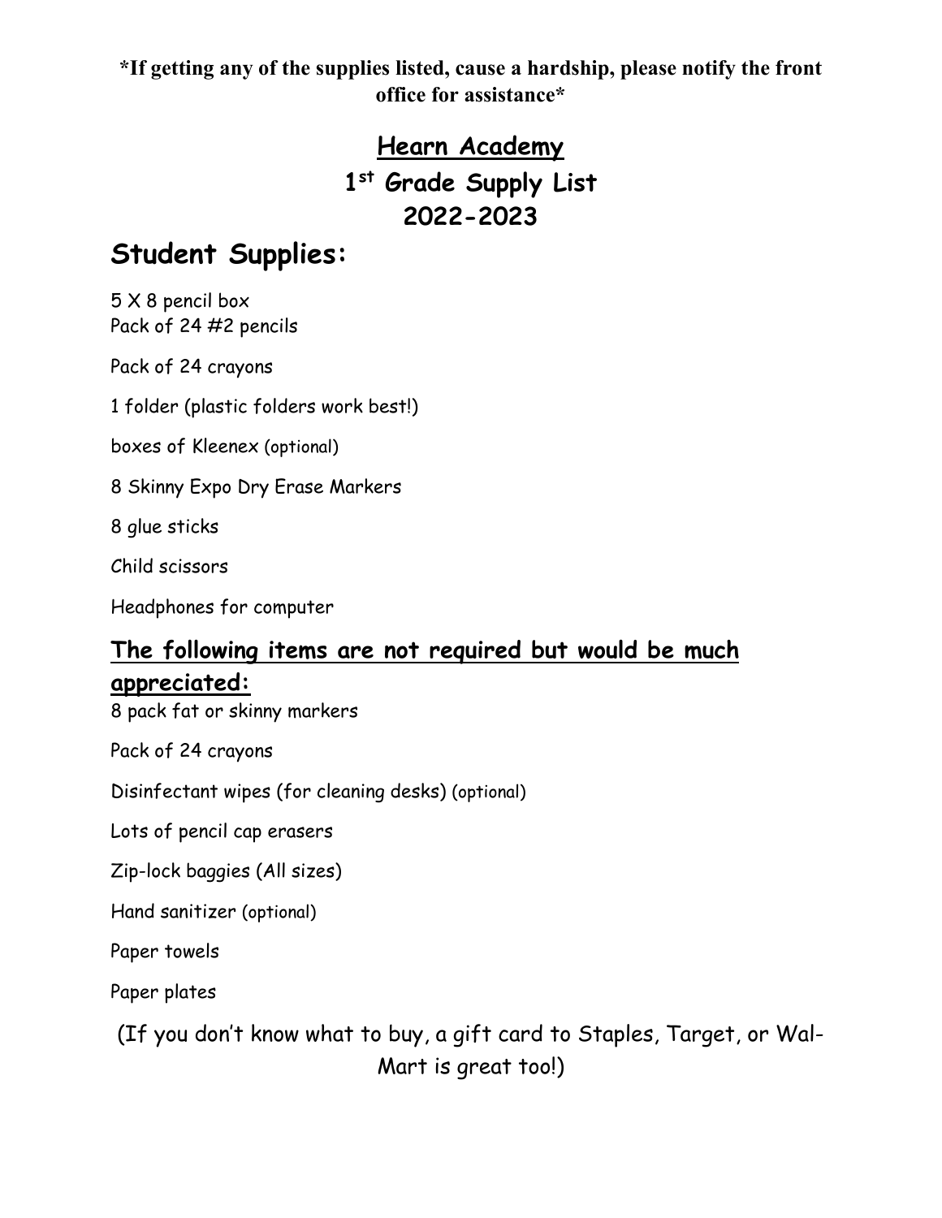**\*If getting any of the supplies listed, cause a hardship, please notify the front office for assistance\***

# Hearn Academy
## 1st Grade Supply List
## 2022-2023

# Student Supplies:

5 X 8 pencil box
Pack of 24 #2 pencils

Pack of 24 crayons

1 folder (plastic folders work best!)

boxes of Kleenex (optional)

8 Skinny Expo Dry Erase Markers

8 glue sticks

Child scissors

Headphones for computer

## The following items are not required but would be much appreciated:

8 pack fat or skinny markers

Pack of 24 crayons

Disinfectant wipes (for cleaning desks) (optional)

Lots of pencil cap erasers

Zip-lock baggies (All sizes)

Hand sanitizer (optional)

Paper towels

Paper plates

(If you don't know what to buy, a gift card to Staples, Target, or Wal-Mart is great too!)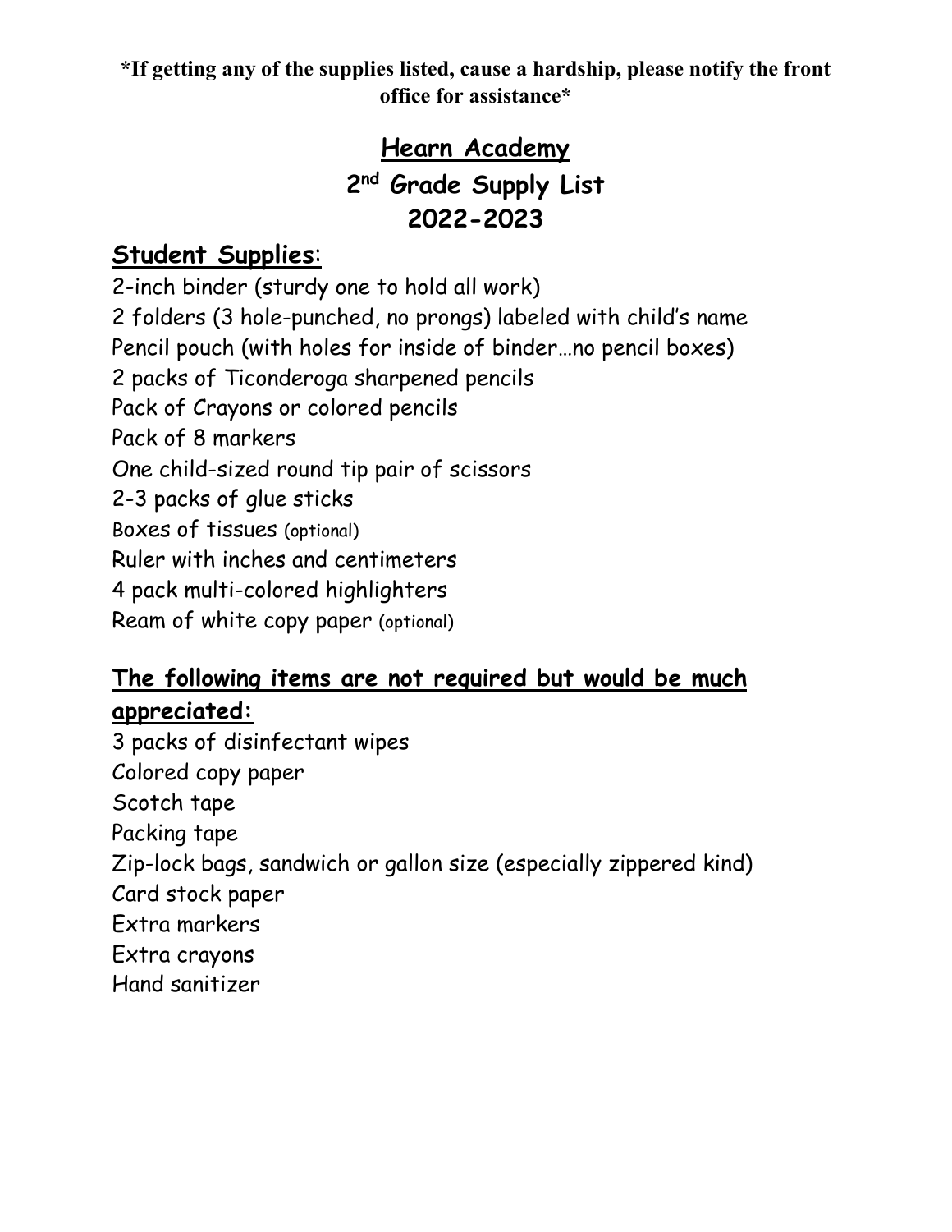**\*If getting any of the supplies listed, cause a hardship, please notify the front office for assistance\***

# Hearn Academy

## 2nd Grade Supply List

## 2022-2023

### Student Supplies:

2-inch binder (sturdy one to hold all work)
2 folders (3 hole-punched, no prongs) labeled with child's name
Pencil pouch (with holes for inside of binder…no pencil boxes)
2 packs of Ticonderoga sharpened pencils
Pack of Crayons or colored pencils
Pack of 8 markers
One child-sized round tip pair of scissors
2-3 packs of glue sticks
Boxes of tissues (optional)
Ruler with inches and centimeters
4 pack multi-colored highlighters
Ream of white copy paper (optional)

### The following items are not required but would be much appreciated:

3 packs of disinfectant wipes
Colored copy paper
Scotch tape
Packing tape
Zip-lock bags, sandwich or gallon size (especially zippered kind)
Card stock paper
Extra markers
Extra crayons
Hand sanitizer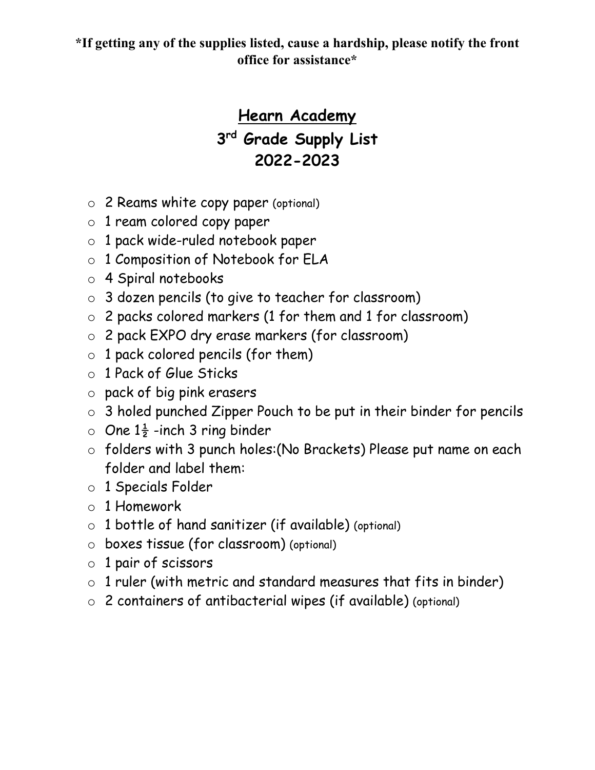**\*If getting any of the supplies listed, cause a hardship, please notify the front office for assistance\***

# Hearn Academy
## 3rd Grade Supply List
## 2022-2023

- 2 Reams white copy paper (optional)
- 1 ream colored copy paper
- 1 pack wide-ruled notebook paper
- 1 Composition of Notebook for ELA
- 4 Spiral notebooks
- 3 dozen pencils (to give to teacher for classroom)
- 2 packs colored markers (1 for them and 1 for classroom)
- 2 pack EXPO dry erase markers (for classroom)
- 1 pack colored pencils (for them)
- 1 Pack of Glue Sticks
- pack of big pink erasers
- 3 holed punched Zipper Pouch to be put in their binder for pencils
- One 1½ -inch 3 ring binder
- folders with 3 punch holes:(No Brackets) Please put name on each folder and label them:
- 1 Specials Folder
- 1 Homework
- 1 bottle of hand sanitizer (if available) (optional)
- boxes tissue (for classroom) (optional)
- 1 pair of scissors
- 1 ruler (with metric and standard measures that fits in binder)
- 2 containers of antibacterial wipes (if available) (optional)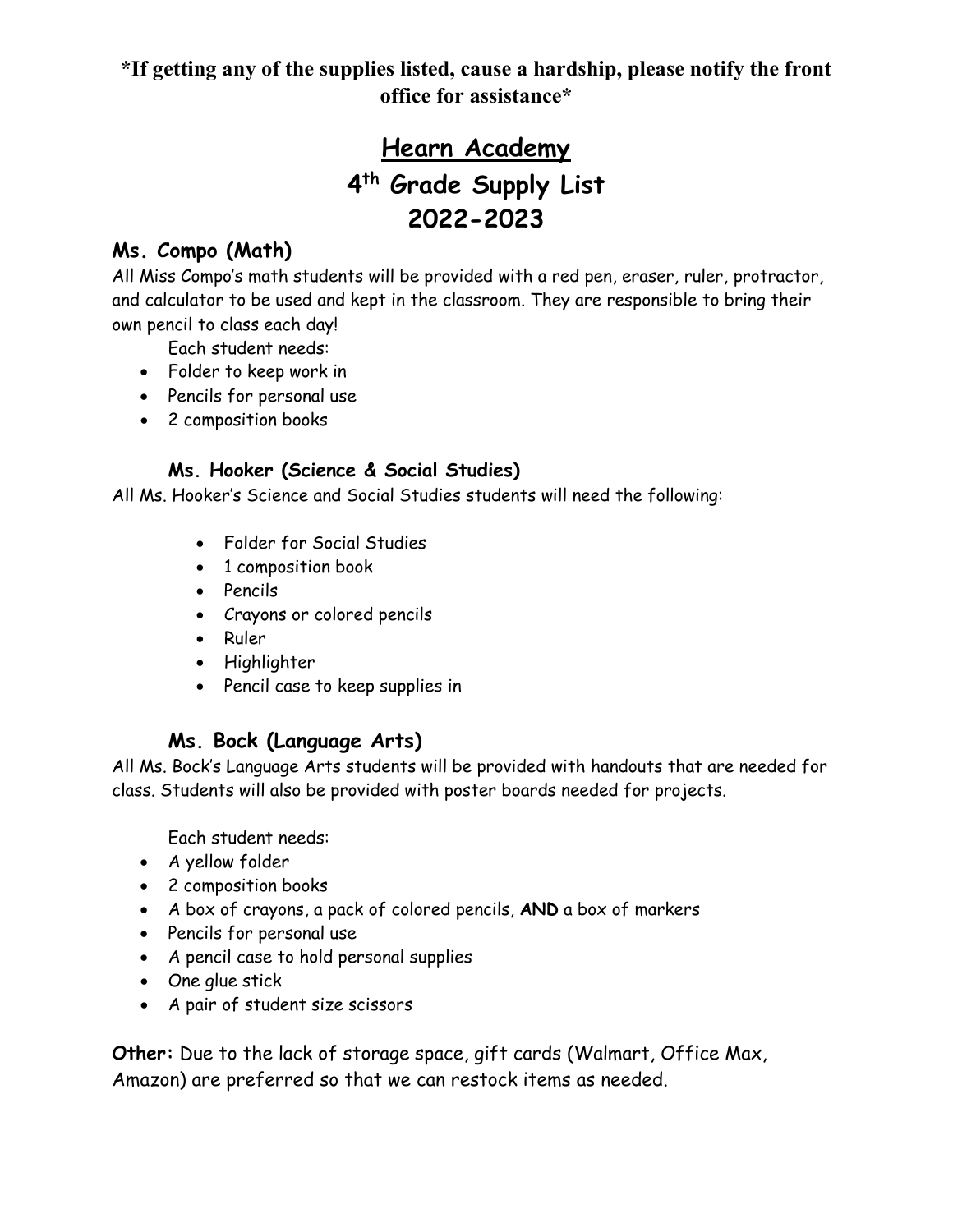**\*If getting any of the supplies listed, cause a hardship, please notify the front office for assistance\***

# Hearn Academy
# 4th Grade Supply List
# 2022-2023

## Ms. Compo (Math)

All Miss Compo's math students will be provided with a red pen, eraser, ruler, protractor, and calculator to be used and kept in the classroom. They are responsible to bring their own pencil to class each day!

Each student needs:

- Folder to keep work in
- Pencils for personal use
- 2 composition books

## Ms. Hooker (Science & Social Studies)

All Ms. Hooker's Science and Social Studies students will need the following:

- Folder for Social Studies
- 1 composition book
- Pencils
- Crayons or colored pencils
- Ruler
- Highlighter
- Pencil case to keep supplies in

## Ms. Bock (Language Arts)

All Ms. Bock's Language Arts students will be provided with handouts that are needed for class. Students will also be provided with poster boards needed for projects.

Each student needs:

- A yellow folder
- 2 composition books
- A box of crayons, a pack of colored pencils, **AND** a box of markers
- Pencils for personal use
- A pencil case to hold personal supplies
- One glue stick
- A pair of student size scissors

**Other:** Due to the lack of storage space, gift cards (Walmart, Office Max, Amazon) are preferred so that we can restock items as needed.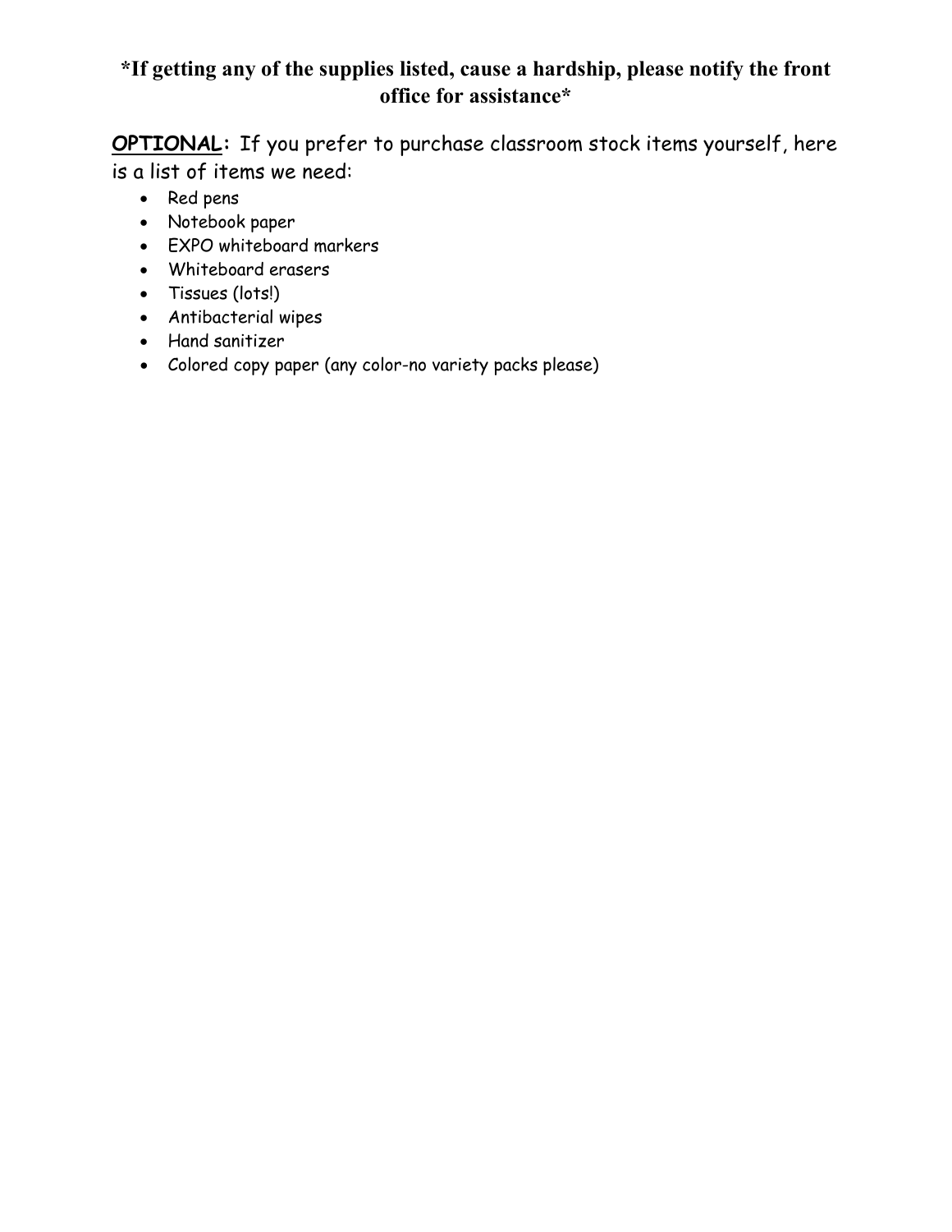**\*If getting any of the supplies listed, cause a hardship, please notify the front office for assistance\***

**<u>OPTIONAL</u>:** If you prefer to purchase classroom stock items yourself, here is a list of items we need:

- Red pens
- Notebook paper
- EXPO whiteboard markers
- Whiteboard erasers
- Tissues (lots!)
- Antibacterial wipes
- Hand sanitizer
- Colored copy paper (any color-no variety packs please)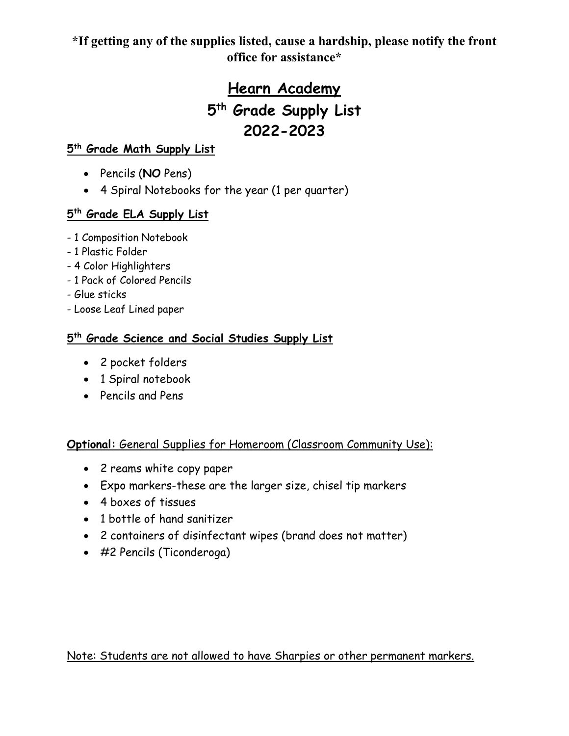**\*If getting any of the supplies listed, cause a hardship, please notify the front office for assistance\***

# Hearn Academy

# 5th Grade Supply List

# 2022-2023

### 5th Grade Math Supply List

- Pencils (**NO** Pens)
- 4 Spiral Notebooks for the year (1 per quarter)

### 5th Grade ELA Supply List

- 1 Composition Notebook
- 1 Plastic Folder
- 4 Color Highlighters
- 1 Pack of Colored Pencils
- Glue sticks
- Loose Leaf Lined paper

### 5th Grade Science and Social Studies Supply List

- 2 pocket folders
- 1 Spiral notebook
- Pencils and Pens

**Optional:** General Supplies for Homeroom (Classroom Community Use):

- 2 reams white copy paper
- Expo markers-these are the larger size, chisel tip markers
- 4 boxes of tissues
- 1 bottle of hand sanitizer
- 2 containers of disinfectant wipes (brand does not matter)
- #2 Pencils (Ticonderoga)

Note: Students are not allowed to have Sharpies or other permanent markers.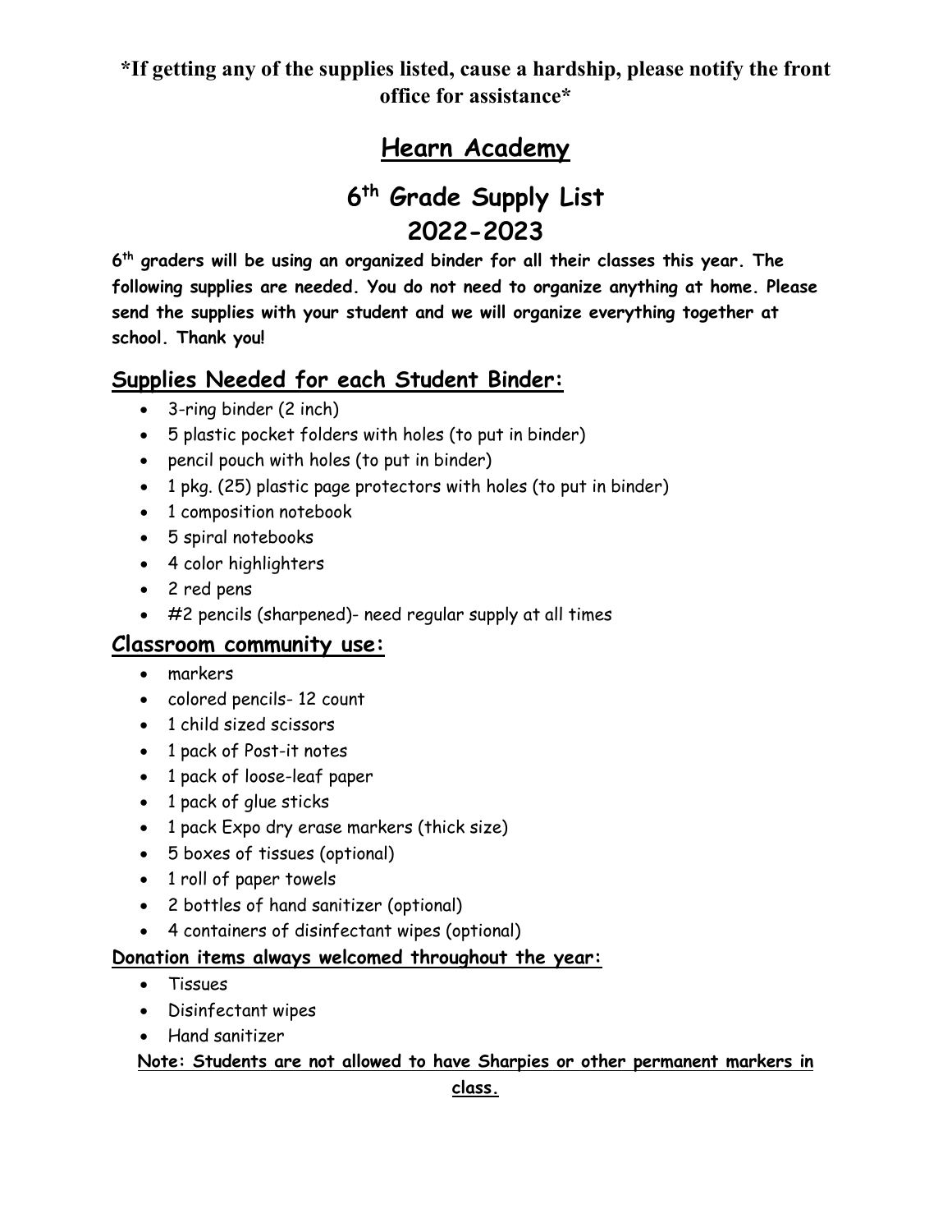**\*If getting any of the supplies listed, cause a hardship, please notify the front office for assistance\***

# Hearn Academy

## 6th Grade Supply List 2022-2023

**6th graders will be using an organized binder for all their classes this year. The following supplies are needed. You do not need to organize anything at home. Please send the supplies with your student and we will organize everything together at school. Thank you!**

### Supplies Needed for each Student Binder:

- 3-ring binder (2 inch)
- 5 plastic pocket folders with holes (to put in binder)
- pencil pouch with holes (to put in binder)
- 1 pkg. (25) plastic page protectors with holes (to put in binder)
- 1 composition notebook
- 5 spiral notebooks
- 4 color highlighters
- 2 red pens
- #2 pencils (sharpened)- need regular supply at all times

### Classroom community use:

- markers
- colored pencils- 12 count
- 1 child sized scissors
- 1 pack of Post-it notes
- 1 pack of loose-leaf paper
- 1 pack of glue sticks
- 1 pack Expo dry erase markers (thick size)
- 5 boxes of tissues (optional)
- 1 roll of paper towels
- 2 bottles of hand sanitizer (optional)
- 4 containers of disinfectant wipes (optional)

**Donation items always welcomed throughout the year:**

- Tissues
- Disinfectant wipes
- Hand sanitizer

**Note: Students are not allowed to have Sharpies or other permanent markers in class.**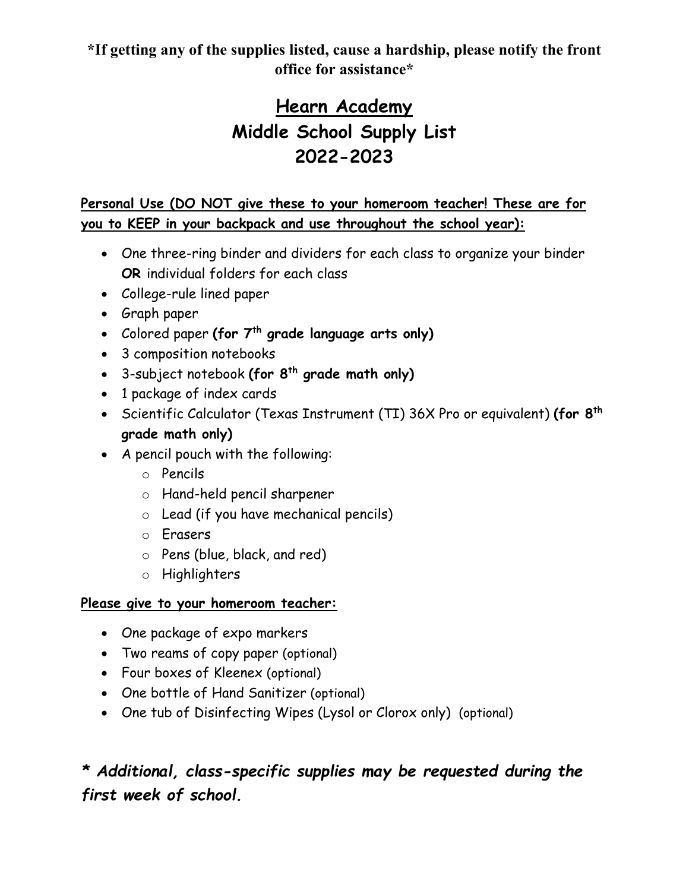**\*If getting any of the supplies listed, cause a hardship, please notify the front office for assistance\***

# Hearn Academy
# Middle School Supply List
# 2022-2023

**Personal Use (DO NOT give these to your homeroom teacher! These are for you to KEEP in your backpack and use throughout the school year):**

- One three-ring binder and dividers for each class to organize your binder **OR** individual folders for each class
- College-rule lined paper
- Graph paper
- Colored paper **(for 7th grade language arts only)**
- 3 composition notebooks
- 3-subject notebook **(for 8th grade math only)**
- 1 package of index cards
- Scientific Calculator (Texas Instrument (TI) 36X Pro or equivalent) **(for 8th grade math only)**
- A pencil pouch with the following:
  - Pencils
  - Hand-held pencil sharpener
  - Lead (if you have mechanical pencils)
  - Erasers
  - Pens (blue, black, and red)
  - Highlighters

**Please give to your homeroom teacher:**

- One package of expo markers
- Two reams of copy paper (optional)
- Four boxes of Kleenex (optional)
- One bottle of Hand Sanitizer (optional)
- One tub of Disinfecting Wipes (Lysol or Clorox only) (optional)

***\* Additional, class-specific supplies may be requested during the first week of school.***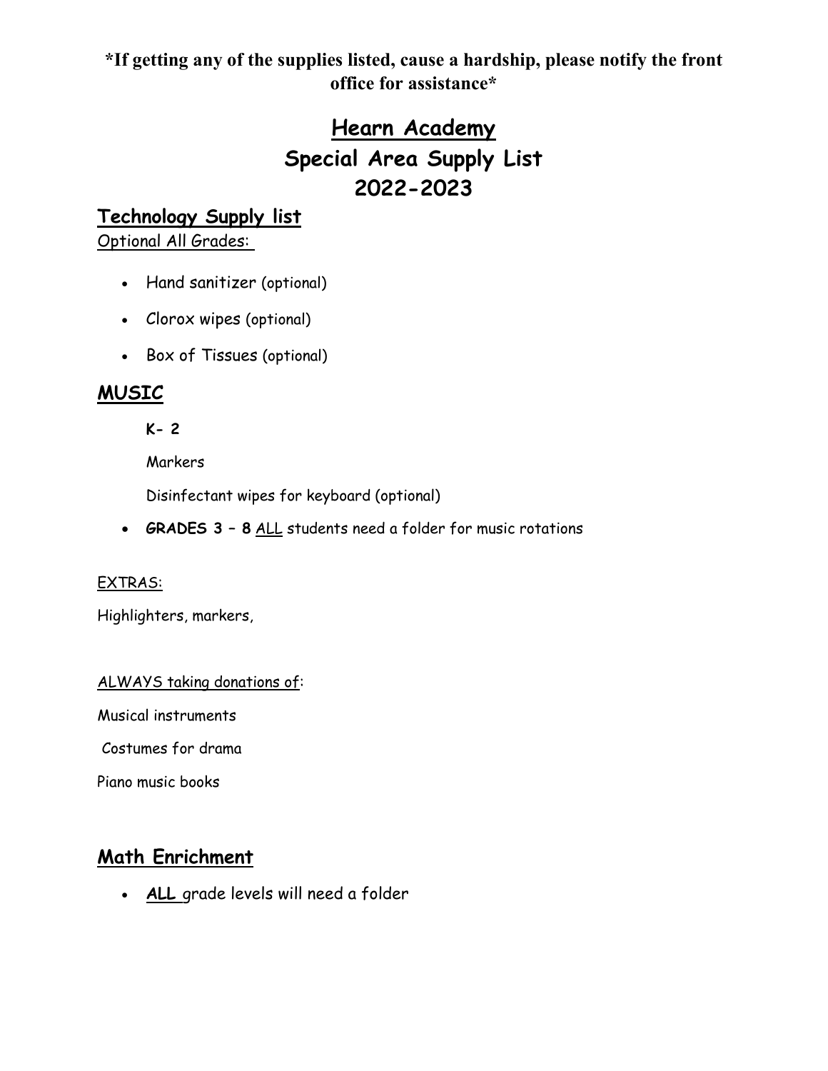**\*If getting any of the supplies listed, cause a hardship, please notify the front office for assistance\***

# Hearn Academy
# Special Area Supply List
# 2022-2023

## Technology Supply list

Optional All Grades:

- Hand sanitizer (optional)
- Clorox wipes (optional)
- Box of Tissues (optional)

## MUSIC

**K- 2**

Markers

Disinfectant wipes for keyboard (optional)

- **GRADES 3 – 8** ALL students need a folder for music rotations

EXTRAS:

Highlighters, markers,

ALWAYS taking donations of:

Musical instruments

Costumes for drama

Piano music books

## Math Enrichment

- **ALL** grade levels will need a folder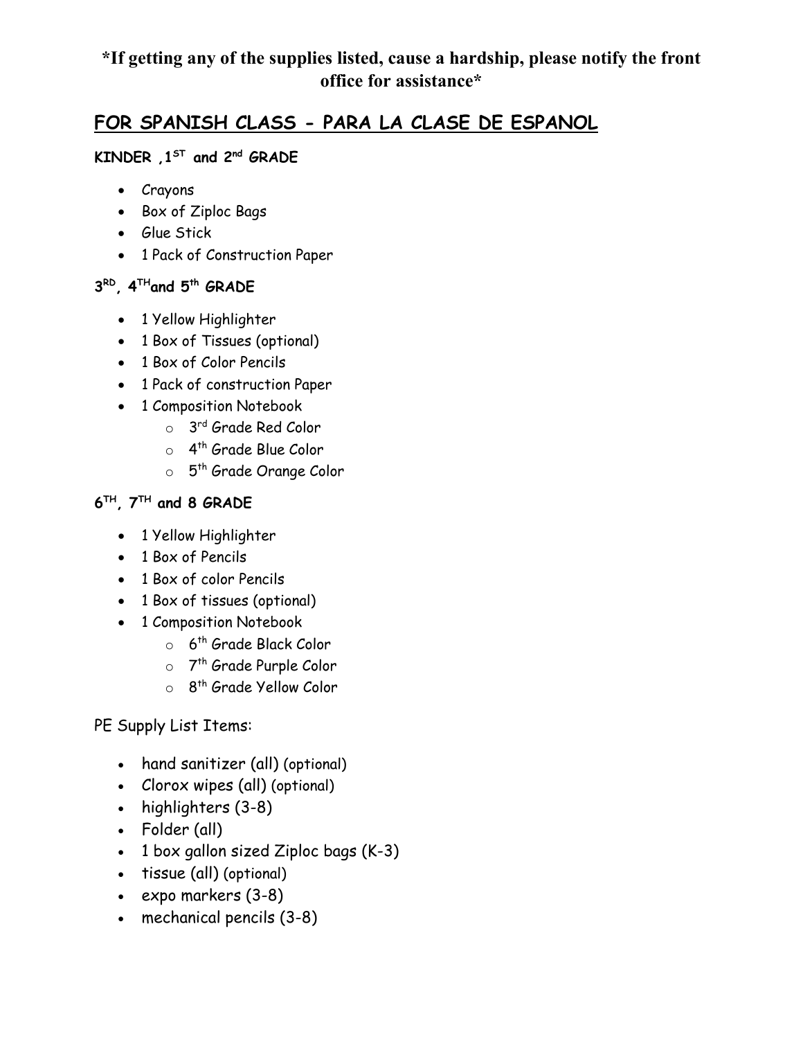**\*If getting any of the supplies listed, cause a hardship, please notify the front office for assistance\***

## FOR SPANISH CLASS - PARA LA CLASE DE ESPANOL

### KINDER ,1ST and 2nd GRADE

- Crayons
- Box of Ziploc Bags
- Glue Stick
- 1 Pack of Construction Paper

### 3RD, 4THand 5th GRADE

- 1 Yellow Highlighter
- 1 Box of Tissues (optional)
- 1 Box of Color Pencils
- 1 Pack of construction Paper
- 1 Composition Notebook
    - 3rd Grade Red Color
    - 4th Grade Blue Color
    - 5th Grade Orange Color

### 6TH, 7TH and 8 GRADE

- 1 Yellow Highlighter
- 1 Box of Pencils
- 1 Box of color Pencils
- 1 Box of tissues (optional)
- 1 Composition Notebook
    - 6th Grade Black Color
    - 7th Grade Purple Color
    - 8th Grade Yellow Color

PE Supply List Items:

- hand sanitizer (all) (optional)
- Clorox wipes (all) (optional)
- highlighters (3-8)
- Folder (all)
- 1 box gallon sized Ziploc bags (K-3)
- tissue (all) (optional)
- expo markers (3-8)
- mechanical pencils (3-8)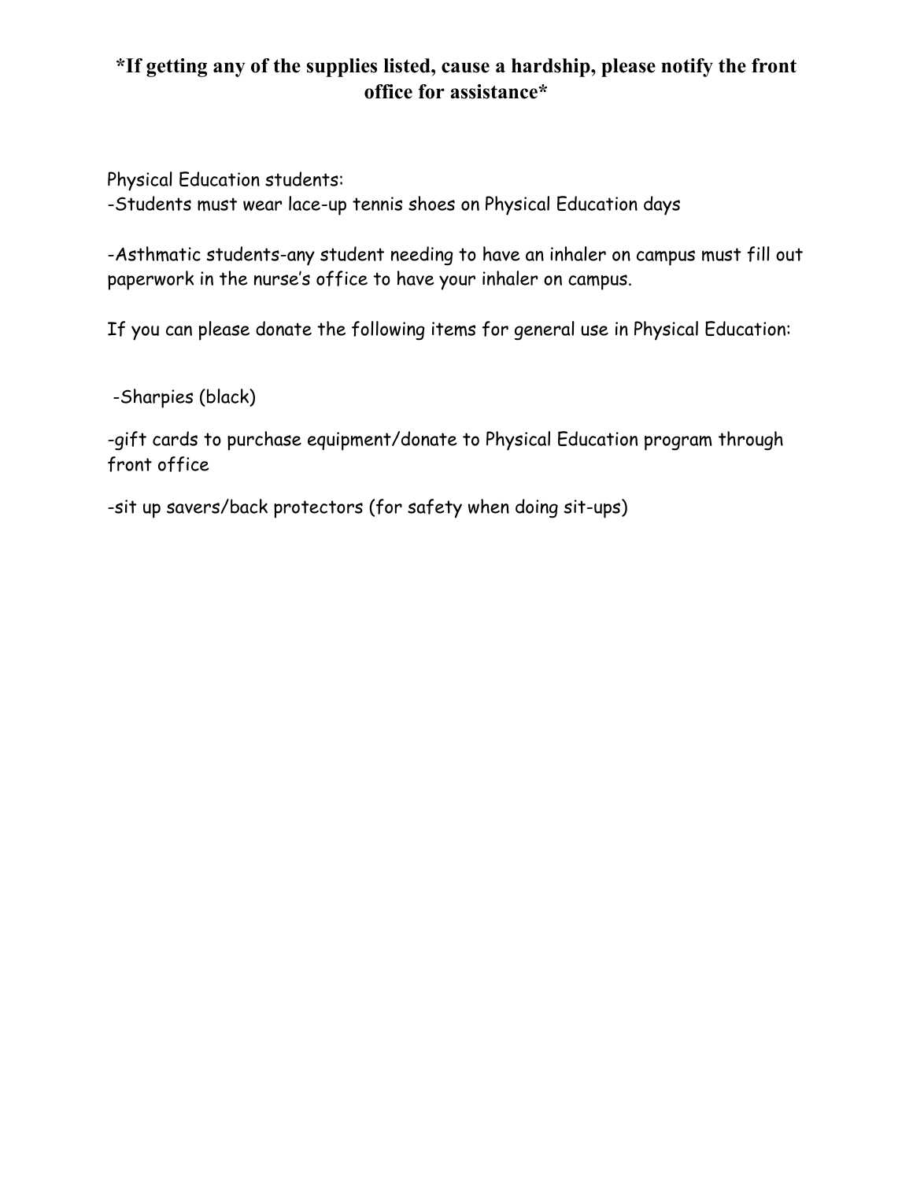**\*If getting any of the supplies listed, cause a hardship, please notify the front office for assistance\***

Physical Education students:

-Students must wear lace-up tennis shoes on Physical Education days

-Asthmatic students-any student needing to have an inhaler on campus must fill out paperwork in the nurse's office to have your inhaler on campus.

If you can please donate the following items for general use in Physical Education:

-Sharpies (black)

-gift cards to purchase equipment/donate to Physical Education program through front office

-sit up savers/back protectors (for safety when doing sit-ups)